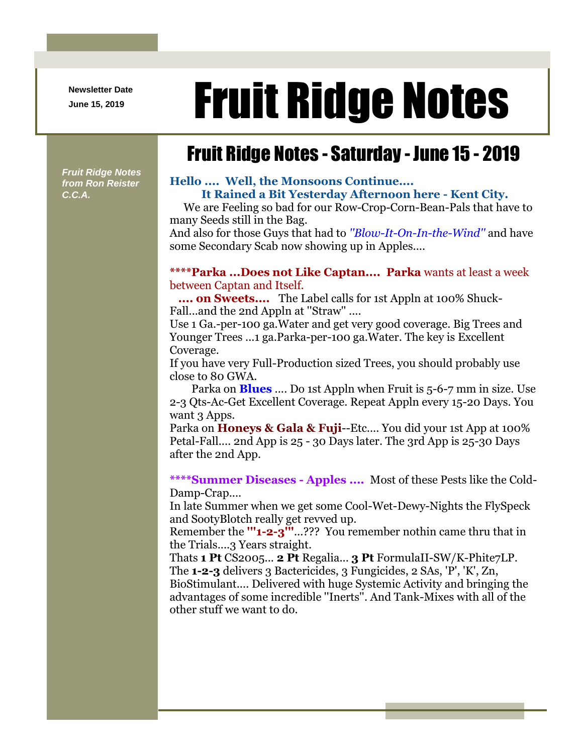Newsletter Date
June 15, 2019

# Fruit Ridge Notes

## Fruit Ridge Notes - Saturday - June 15 - 2019

*Fruit Ridge Notes from Ron Reister C.C.A.*

**Hello .... Well, the Monsoons Continue....**
**It Rained a Bit Yesterday Afternoon here - Kent City.**

We are Feeling so bad for our Row-Crop-Corn-Bean-Pals that have to many Seeds still in the Bag.
And also for those Guys that had to *"Blow-It-On-In-the-Wind"* and have some Secondary Scab now showing up in Apples....

**\*\*\*\*Parka ...Does not Like Captan.... Parka** wants at least a week between Captan and Itself.

**.... on Sweets....** The Label calls for 1st Appln at 100% Shuck-Fall...and the 2nd Appln at "Straw" ....
Use 1 Ga.-per-100 ga.Water and get very good coverage. Big Trees and Younger Trees ...1 ga.Parka-per-100 ga.Water. The key is Excellent Coverage.
If you have very Full-Production sized Trees, you should probably use close to 80 GWA.

Parka on **Blues** .... Do 1st Appln when Fruit is 5-6-7 mm in size. Use 2-3 Qts-Ac-Get Excellent Coverage. Repeat Appln every 15-20 Days. You want 3 Apps.
Parka on **Honeys & Gala & Fuji**--Etc.... You did your 1st App at 100% Petal-Fall.... 2nd App is 25 - 30 Days later. The 3rd App is 25-30 Days after the 2nd App.

**\*\*\*\*Summer Diseases - Apples ....** Most of these Pests like the Cold-Damp-Crap....
In late Summer when we get some Cool-Wet-Dewy-Nights the FlySpeck and SootyBlotch really get revved up.
Remember the **'"1-2-3'"**...??? You remember nothin came thru that in the Trials....3 Years straight.
Thats **1 Pt** CS2005... **2 Pt** Regalia... **3 Pt** FormulaII-SW/K-Phite7LP.
The **1-2-3** delivers 3 Bactericides, 3 Fungicides, 2 SAs, 'P', 'K', Zn, BioStimulant.... Delivered with huge Systemic Activity and bringing the advantages of some incredible "Inerts". And Tank-Mixes with all of the other stuff we want to do.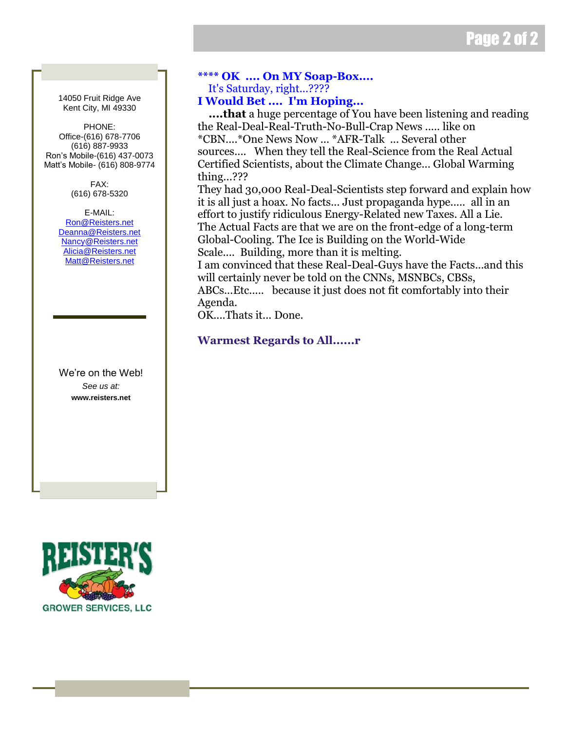14050 Fruit Ridge Ave
Kent City, MI 49330

PHONE:
Office-(616) 678-7706
(616) 887-9933
Ron's Mobile-(616) 437-0073
Matt's Mobile- (616) 808-9774

FAX:
(616) 678-5320

E-MAIL:
Ron@Reisters.net
Deanna@Reisters.net
Nancy@Reisters.net
Alicia@Reisters.net
Matt@Reisters.net

We're on the Web!

*See us at:*

**www.reisters.net**

REISTER'S GROWER SERVICES, LLC

**\*\*\*\* OK .... On MY Soap-Box....**

It's Saturday, right...????

**I Would Bet .... I'm Hoping...**

**....that** a huge percentage of You have been listening and reading the Real-Deal-Real-Truth-No-Bull-Crap News ..... like on *CBN....*One News Now ... *AFR-Talk ... Several other sources.... When they tell the Real-Science from the Real Actual Certified Scientists, about the Climate Change... Global Warming thing...???

They had 30,000 Real-Deal-Scientists step forward and explain how it is all just a hoax. No facts... Just propaganda hype..... all in an effort to justify ridiculous Energy-Related new Taxes. All a Lie.

The Actual Facts are that we are on the front-edge of a long-term Global-Cooling. The Ice is Building on the World-Wide Scale.... Building, more than it is melting.

I am convinced that these Real-Deal-Guys have the Facts...and this will certainly never be told on the CNNs, MSNBCs, CBSs, ABCs...Etc..... because it just does not fit comfortably into their Agenda.

OK....Thats it... Done.

**Warmest Regards to All......r**